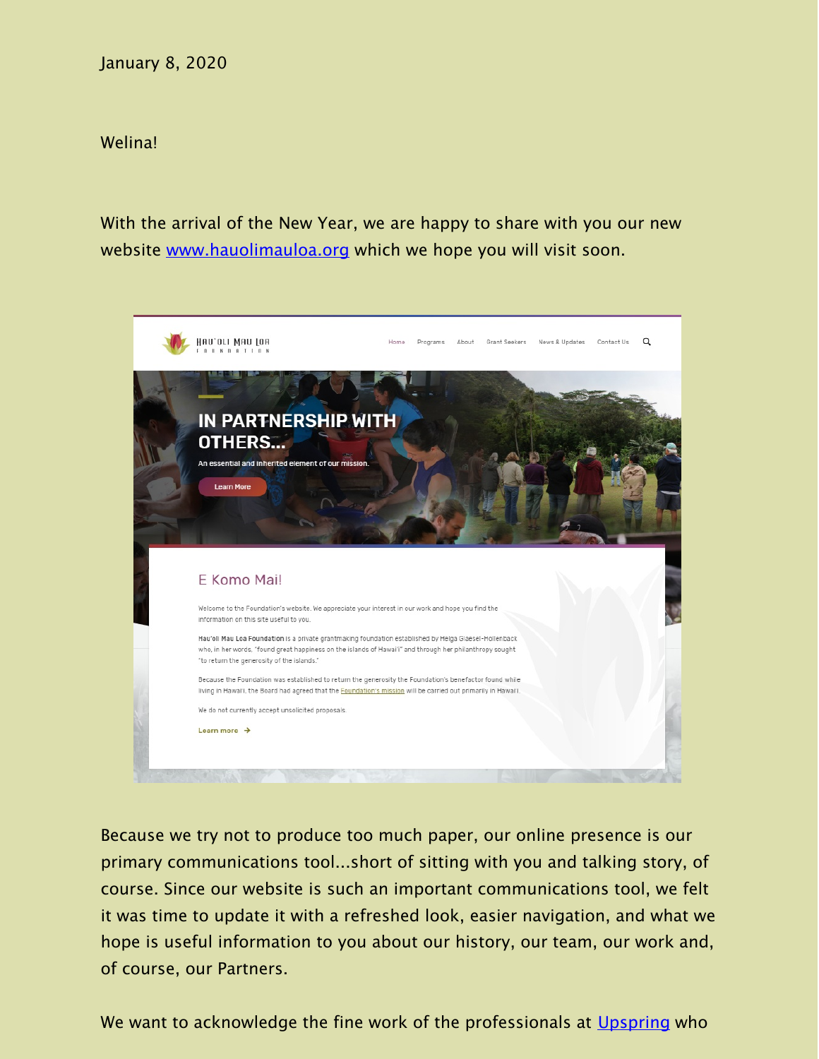January 8, 2020

Welina!

With the arrival of the New Year, we are happy to share with you our new website [www.hauolimauloa.org](http://www.hauolimauloa.org) which we hope you will visit soon.

Because we try not to produce too much paper, our online presence is our primary communications tool...short of sitting with you and talking story, of course. Since our website is such an important communications tool, we felt it was time to update it with a refreshed look, easier navigation, and what we hope is useful information to you about our history, our team, our work and, of course, our Partners.

We want to acknowledge the fine work of the professionals at [Upspring](#) who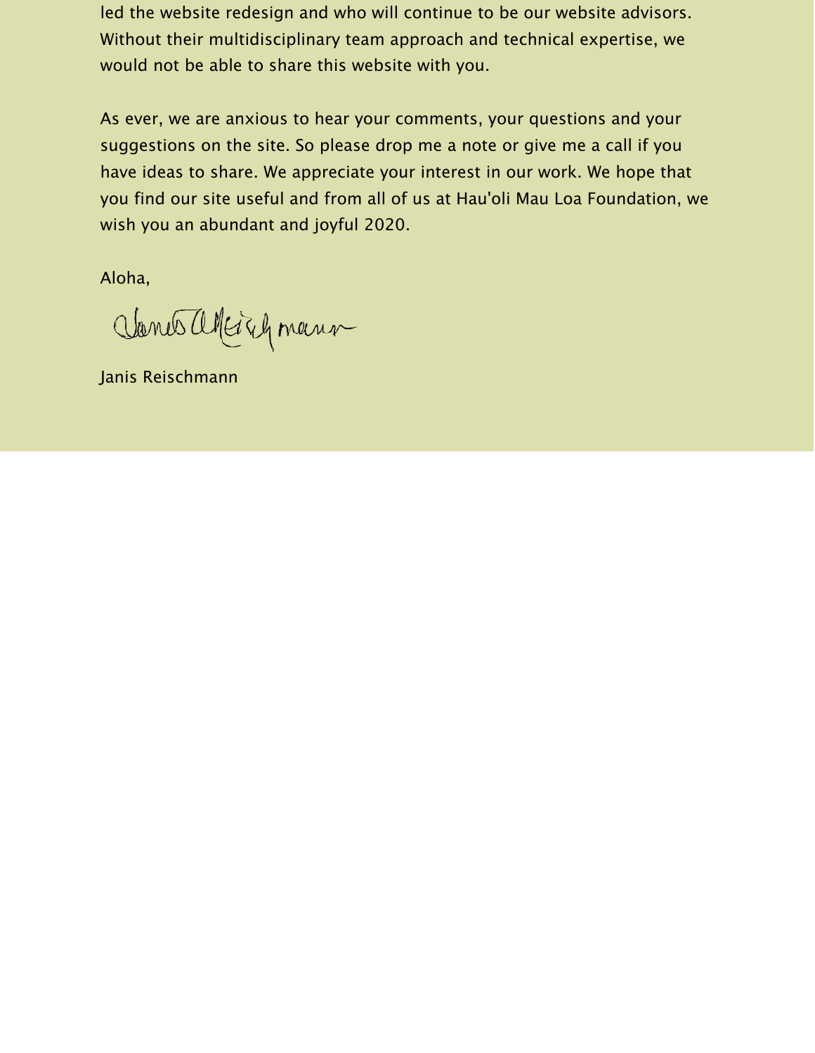led the website redesign and who will continue to be our website advisors. Without their multidisciplinary team approach and technical expertise, we would not be able to share this website with you.

As ever, we are anxious to hear your comments, your questions and your suggestions on the site. So please drop me a note or give me a call if you have ideas to share. We appreciate your interest in our work. We hope that you find our site useful and from all of us at Hau'oli Mau Loa Foundation, we wish you an abundant and joyful 2020.

Aloha,

Janis Reischmann